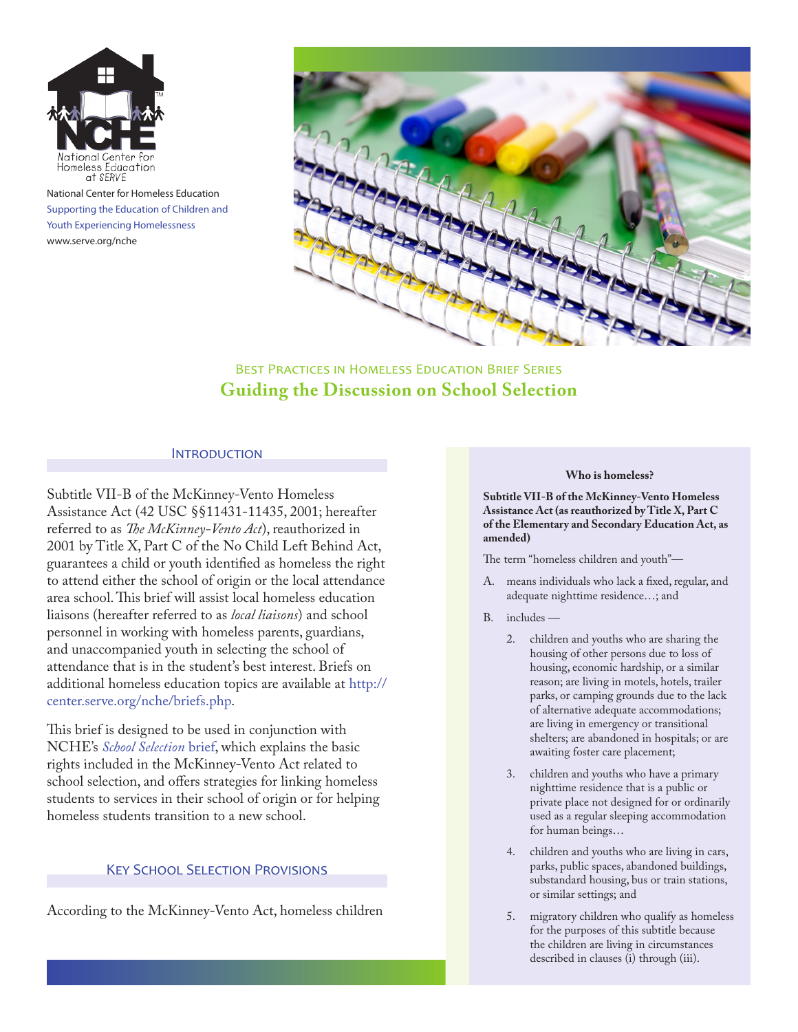National Center for Homeless Education
Supporting the Education of Children and Youth Experiencing Homelessness
www.serve.org/nche

Best Practices in Homeless Education Brief Series

# Guiding the Discussion on School Selection

## Introduction

Subtitle VII-B of the McKinney-Vento Homeless Assistance Act (42 USC §§11431-11435, 2001; hereafter referred to as *The McKinney-Vento Act*), reauthorized in 2001 by Title X, Part C of the No Child Left Behind Act, guarantees a child or youth identified as homeless the right to attend either the school of origin or the local attendance area school. This brief will assist local homeless education liaisons (hereafter referred to as *local liaisons*) and school personnel in working with homeless parents, guardians, and unaccompanied youth in selecting the school of attendance that is in the student's best interest. Briefs on additional homeless education topics are available at http://center.serve.org/nche/briefs.php.

This brief is designed to be used in conjunction with NCHE's *School Selection* brief, which explains the basic rights included in the McKinney-Vento Act related to school selection, and offers strategies for linking homeless students to services in their school of origin or for helping homeless students transition to a new school.

> **Who is homeless?**
>
> **Subtitle VII-B of the McKinney-Vento Homeless Assistance Act (as reauthorized by Title X, Part C of the Elementary and Secondary Education Act, as amended)**
>
> The term "homeless children and youth"—
>
> A. means individuals who lack a fixed, regular, and adequate nighttime residence…; and
>
> B. includes —
>
> 2. children and youths who are sharing the housing of other persons due to loss of housing, economic hardship, or a similar reason; are living in motels, hotels, trailer parks, or camping grounds due to the lack of alternative adequate accommodations; are living in emergency or transitional shelters; are abandoned in hospitals; or are awaiting foster care placement;
> 3. children and youths who have a primary nighttime residence that is a public or private place not designed for or ordinarily used as a regular sleeping accommodation for human beings…
> 4. children and youths who are living in cars, parks, public spaces, abandoned buildings, substandard housing, bus or train stations, or similar settings; and
> 5. migratory children who qualify as homeless for the purposes of this subtitle because the children are living in circumstances described in clauses (i) through (iii).

## Key School Selection Provisions

According to the McKinney-Vento Act, homeless children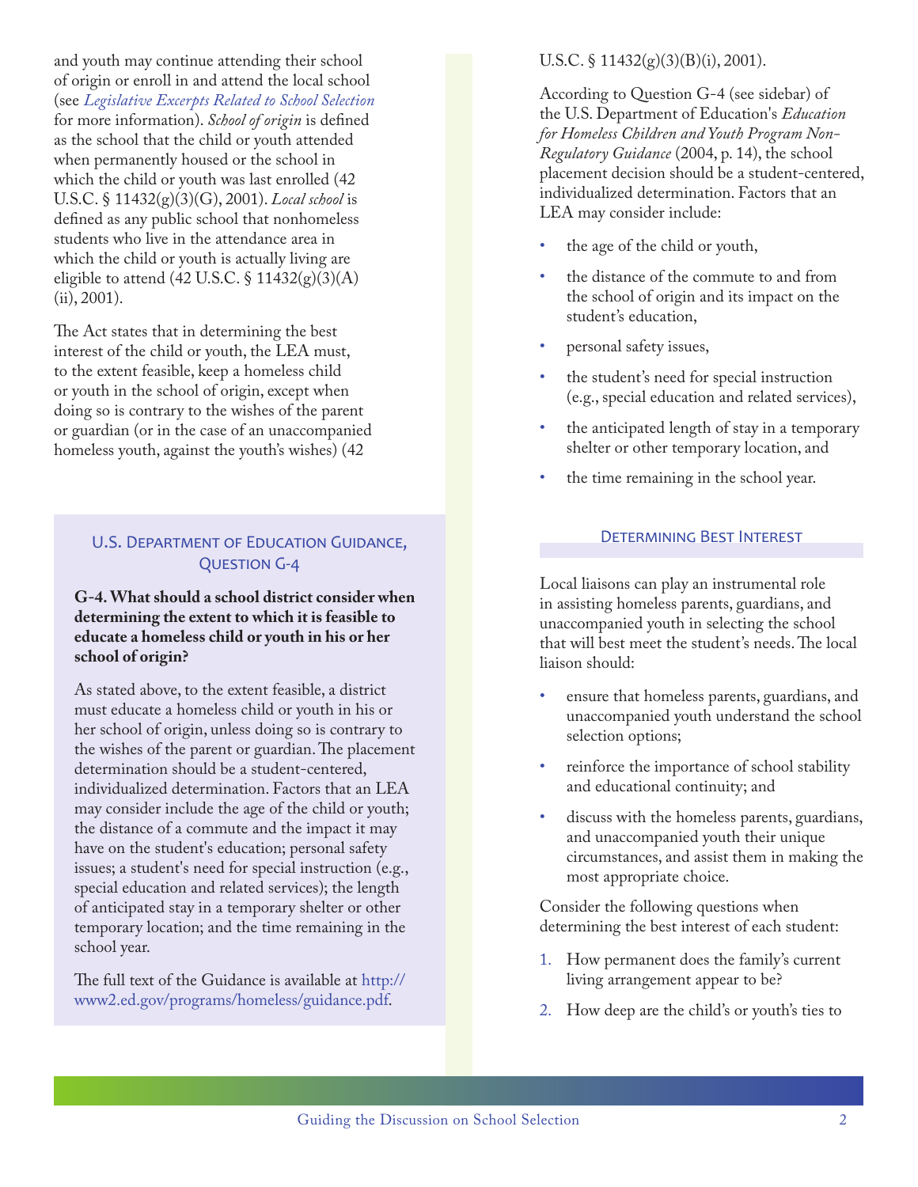and youth may continue attending their school of origin or enroll in and attend the local school (see *Legislative Excerpts Related to School Selection* for more information). *School of origin* is defined as the school that the child or youth attended when permanently housed or the school in which the child or youth was last enrolled (42 U.S.C. § 11432(g)(3)(G), 2001). *Local school* is defined as any public school that nonhomeless students who live in the attendance area in which the child or youth is actually living are eligible to attend (42 U.S.C. § 11432(g)(3)(A)(ii), 2001).

The Act states that in determining the best interest of the child or youth, the LEA must, to the extent feasible, keep a homeless child or youth in the school of origin, except when doing so is contrary to the wishes of the parent or guardian (or in the case of an unaccompanied homeless youth, against the youth's wishes) (42 U.S.C. § 11432(g)(3)(B)(i), 2001).

According to Question G-4 (see sidebar) of the U.S. Department of Education's *Education for Homeless Children and Youth Program Non-Regulatory Guidance* (2004, p. 14), the school placement decision should be a student-centered, individualized determination. Factors that an LEA may consider include:

- the age of the child or youth,
- the distance of the commute to and from the school of origin and its impact on the student's education,
- personal safety issues,
- the student's need for special instruction (e.g., special education and related services),
- the anticipated length of stay in a temporary shelter or other temporary location, and
- the time remaining in the school year.

### U.S. Department of Education Guidance, Question G-4

**G-4. What should a school district consider when determining the extent to which it is feasible to educate a homeless child or youth in his or her school of origin?**

As stated above, to the extent feasible, a district must educate a homeless child or youth in his or her school of origin, unless doing so is contrary to the wishes of the parent or guardian. The placement determination should be a student-centered, individualized determination. Factors that an LEA may consider include the age of the child or youth; the distance of a commute and the impact it may have on the student's education; personal safety issues; a student's need for special instruction (e.g., special education and related services); the length of anticipated stay in a temporary shelter or other temporary location; and the time remaining in the school year.

The full text of the Guidance is available at http://www2.ed.gov/programs/homeless/guidance.pdf.

## Determining Best Interest

Local liaisons can play an instrumental role in assisting homeless parents, guardians, and unaccompanied youth in selecting the school that will best meet the student's needs. The local liaison should:

- ensure that homeless parents, guardians, and unaccompanied youth understand the school selection options;
- reinforce the importance of school stability and educational continuity; and
- discuss with the homeless parents, guardians, and unaccompanied youth their unique circumstances, and assist them in making the most appropriate choice.

Consider the following questions when determining the best interest of each student:

1. How permanent does the family's current living arrangement appear to be?
2. How deep are the child's or youth's ties to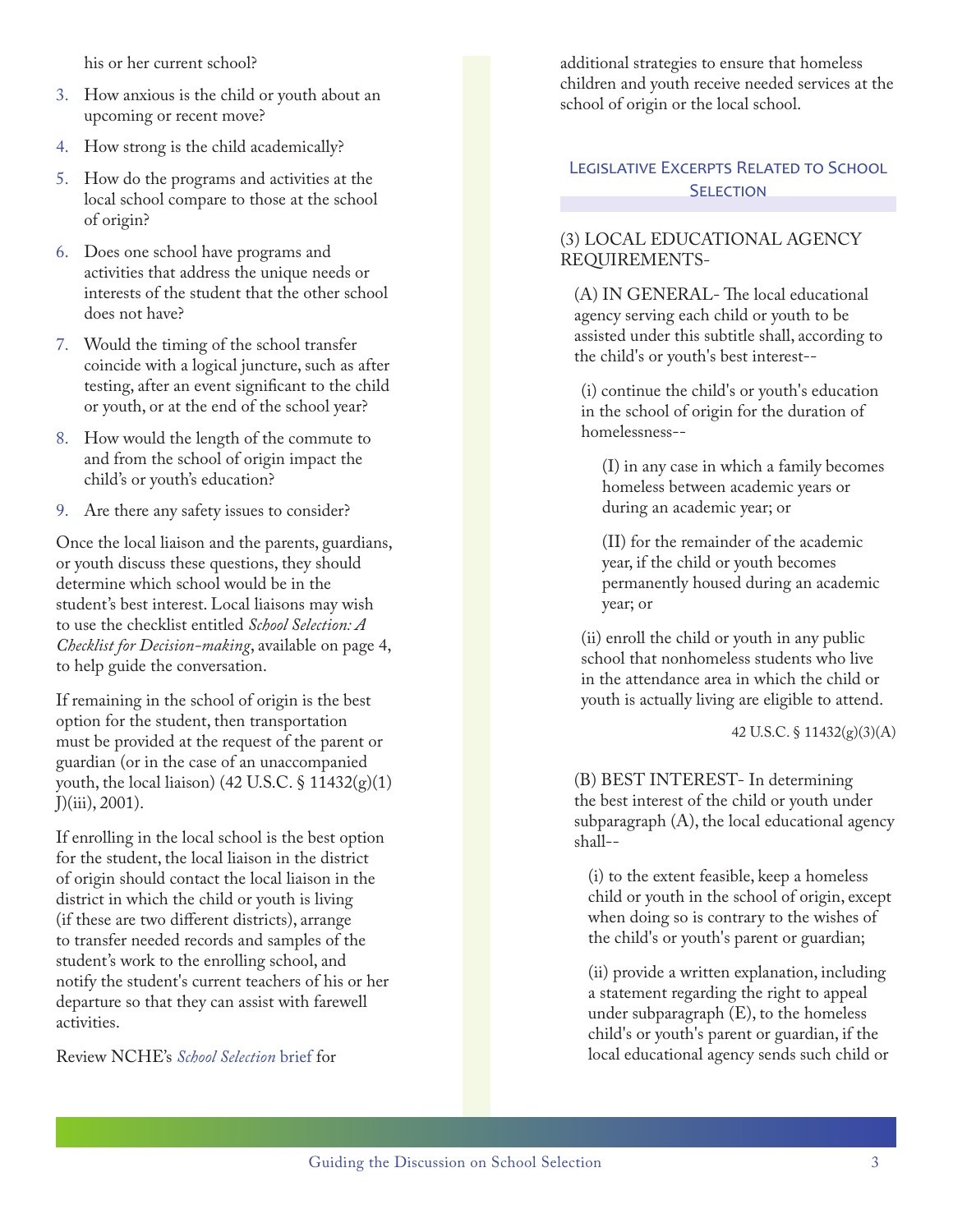his or her current school?

3. How anxious is the child or youth about an upcoming or recent move?
4. How strong is the child academically?
5. How do the programs and activities at the local school compare to those at the school of origin?
6. Does one school have programs and activities that address the unique needs or interests of the student that the other school does not have?
7. Would the timing of the school transfer coincide with a logical juncture, such as after testing, after an event significant to the child or youth, or at the end of the school year?
8. How would the length of the commute to and from the school of origin impact the child's or youth's education?
9. Are there any safety issues to consider?

Once the local liaison and the parents, guardians, or youth discuss these questions, they should determine which school would be in the student's best interest. Local liaisons may wish to use the checklist entitled *School Selection: A Checklist for Decision-making*, available on page 4, to help guide the conversation.

If remaining in the school of origin is the best option for the student, then transportation must be provided at the request of the parent or guardian (or in the case of an unaccompanied youth, the local liaison) (42 U.S.C. § 11432(g)(1) J)(iii), 2001).

If enrolling in the local school is the best option for the student, the local liaison in the district of origin should contact the local liaison in the district in which the child or youth is living (if these are two different districts), arrange to transfer needed records and samples of the student's work to the enrolling school, and notify the student's current teachers of his or her departure so that they can assist with farewell activities.

Review NCHE's *School Selection* brief for additional strategies to ensure that homeless children and youth receive needed services at the school of origin or the local school.

## Legislative Excerpts Related to School Selection

(3) LOCAL EDUCATIONAL AGENCY REQUIREMENTS-

(A) IN GENERAL- The local educational agency serving each child or youth to be assisted under this subtitle shall, according to the child's or youth's best interest--

(i) continue the child's or youth's education in the school of origin for the duration of homelessness--

(I) in any case in which a family becomes homeless between academic years or during an academic year; or

(II) for the remainder of the academic year, if the child or youth becomes permanently housed during an academic year; or

(ii) enroll the child or youth in any public school that nonhomeless students who live in the attendance area in which the child or youth is actually living are eligible to attend.

42 U.S.C. § 11432(g)(3)(A)

(B) BEST INTEREST- In determining the best interest of the child or youth under subparagraph (A), the local educational agency shall--

(i) to the extent feasible, keep a homeless child or youth in the school of origin, except when doing so is contrary to the wishes of the child's or youth's parent or guardian;

(ii) provide a written explanation, including a statement regarding the right to appeal under subparagraph (E), to the homeless child's or youth's parent or guardian, if the local educational agency sends such child or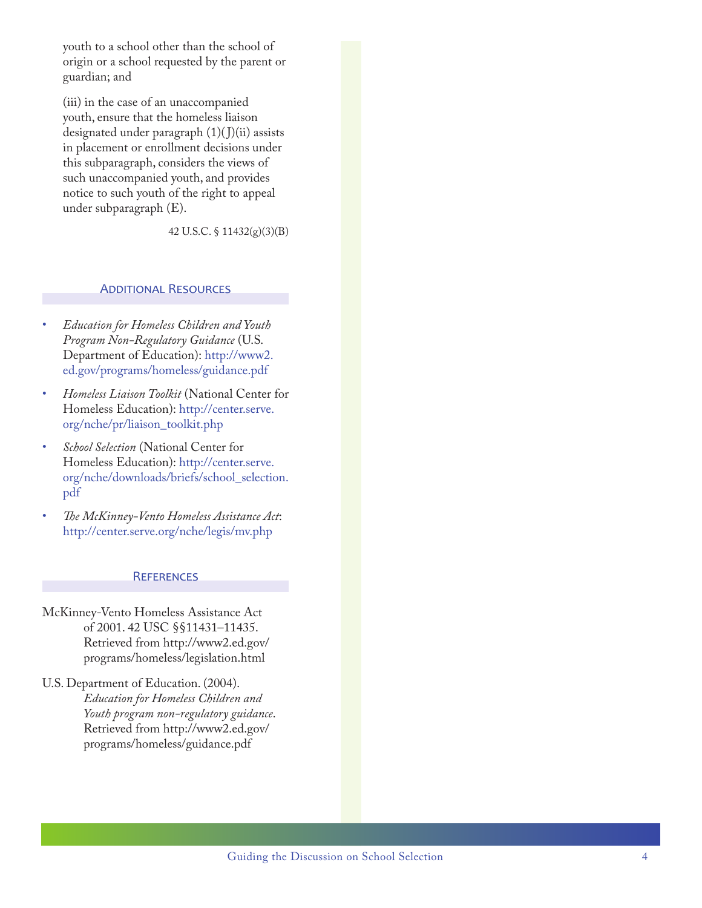youth to a school other than the school of origin or a school requested by the parent or guardian; and

(iii) in the case of an unaccompanied youth, ensure that the homeless liaison designated under paragraph (1)(J)(ii) assists in placement or enrollment decisions under this subparagraph, considers the views of such unaccompanied youth, and provides notice to such youth of the right to appeal under subparagraph (E).

42 U.S.C. § 11432(g)(3)(B)

## Additional Resources

- *Education for Homeless Children and Youth Program Non-Regulatory Guidance* (U.S. Department of Education): http://www2.ed.gov/programs/homeless/guidance.pdf
- *Homeless Liaison Toolkit* (National Center for Homeless Education): http://center.serve.org/nche/pr/liaison_toolkit.php
- *School Selection* (National Center for Homeless Education): http://center.serve.org/nche/downloads/briefs/school_selection.pdf
- *The McKinney-Vento Homeless Assistance Act*: http://center.serve.org/nche/legis/mv.php

## References

McKinney-Vento Homeless Assistance Act of 2001. 42 USC §§11431–11435. Retrieved from http://www2.ed.gov/programs/homeless/legislation.html

U.S. Department of Education. (2004). *Education for Homeless Children and Youth program non-regulatory guidance*. Retrieved from http://www2.ed.gov/programs/homeless/guidance.pdf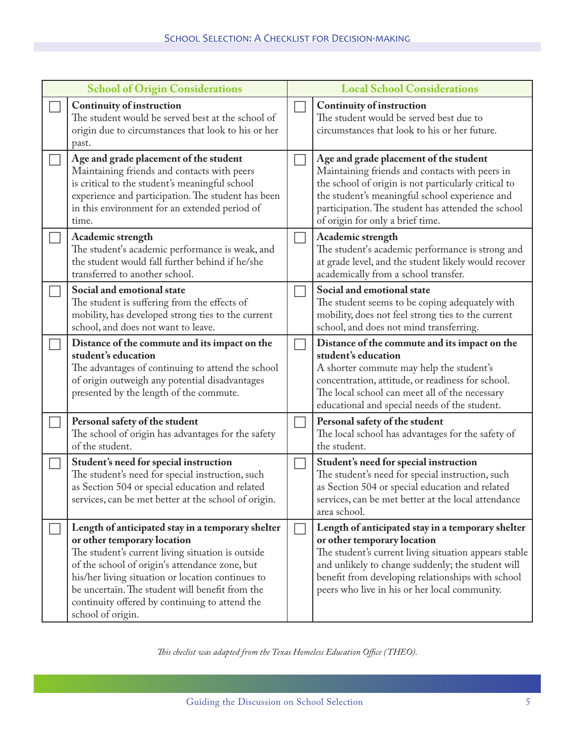| | School of Origin Considerations | | Local School Considerations |
|---|---|---|---|
| ☐ | **Continuity of instruction** The student would be served best at the school of origin due to circumstances that look to his or her past. | ☐ | **Continuity of instruction** The student would be served best due to circumstances that look to his or her future. |
| ☐ | **Age and grade placement of the student** Maintaining friends and contacts with peers is critical to the student's meaningful school experience and participation. The student has been in this environment for an extended period of time. | ☐ | **Age and grade placement of the student** Maintaining friends and contacts with peers in the school of origin is not particularly critical to the student's meaningful school experience and participation. The student has attended the school of origin for only a brief time. |
| ☐ | **Academic strength** The student's academic performance is weak, and the student would fall further behind if he/she transferred to another school. | ☐ | **Academic strength** The student's academic performance is strong and at grade level, and the student likely would recover academically from a school transfer. |
| ☐ | **Social and emotional state** The student is suffering from the effects of mobility, has developed strong ties to the current school, and does not want to leave. | ☐ | **Social and emotional state** The student seems to be coping adequately with mobility, does not feel strong ties to the current school, and does not mind transferring. |
| ☐ | **Distance of the commute and its impact on the student's education** The advantages of continuing to attend the school of origin outweigh any potential disadvantages presented by the length of the commute. | ☐ | **Distance of the commute and its impact on the student's education** A shorter commute may help the student's concentration, attitude, or readiness for school. The local school can meet all of the necessary educational and special needs of the student. |
| ☐ | **Personal safety of the student** The school of origin has advantages for the safety of the student. | ☐ | **Personal safety of the student** The local school has advantages for the safety of the student. |
| ☐ | **Student's need for special instruction** The student's need for special instruction, such as Section 504 or special education and related services, can be met better at the school of origin. | ☐ | **Student's need for special instruction** The student's need for special instruction, such as Section 504 or special education and related services, can be met better at the local attendance area school. |
| ☐ | **Length of anticipated stay in a temporary shelter or other temporary location** The student's current living situation is outside of the school of origin's attendance zone, but his/her living situation or location continues to be uncertain. The student will benefit from the continuity offered by continuing to attend the school of origin. | ☐ | **Length of anticipated stay in a temporary shelter or other temporary location** The student's current living situation appears stable and unlikely to change suddenly; the student will benefit from developing relationships with school peers who live in his or her local community. |

*This checlist was adapted from the Texas Homeless Education Office (THEO).*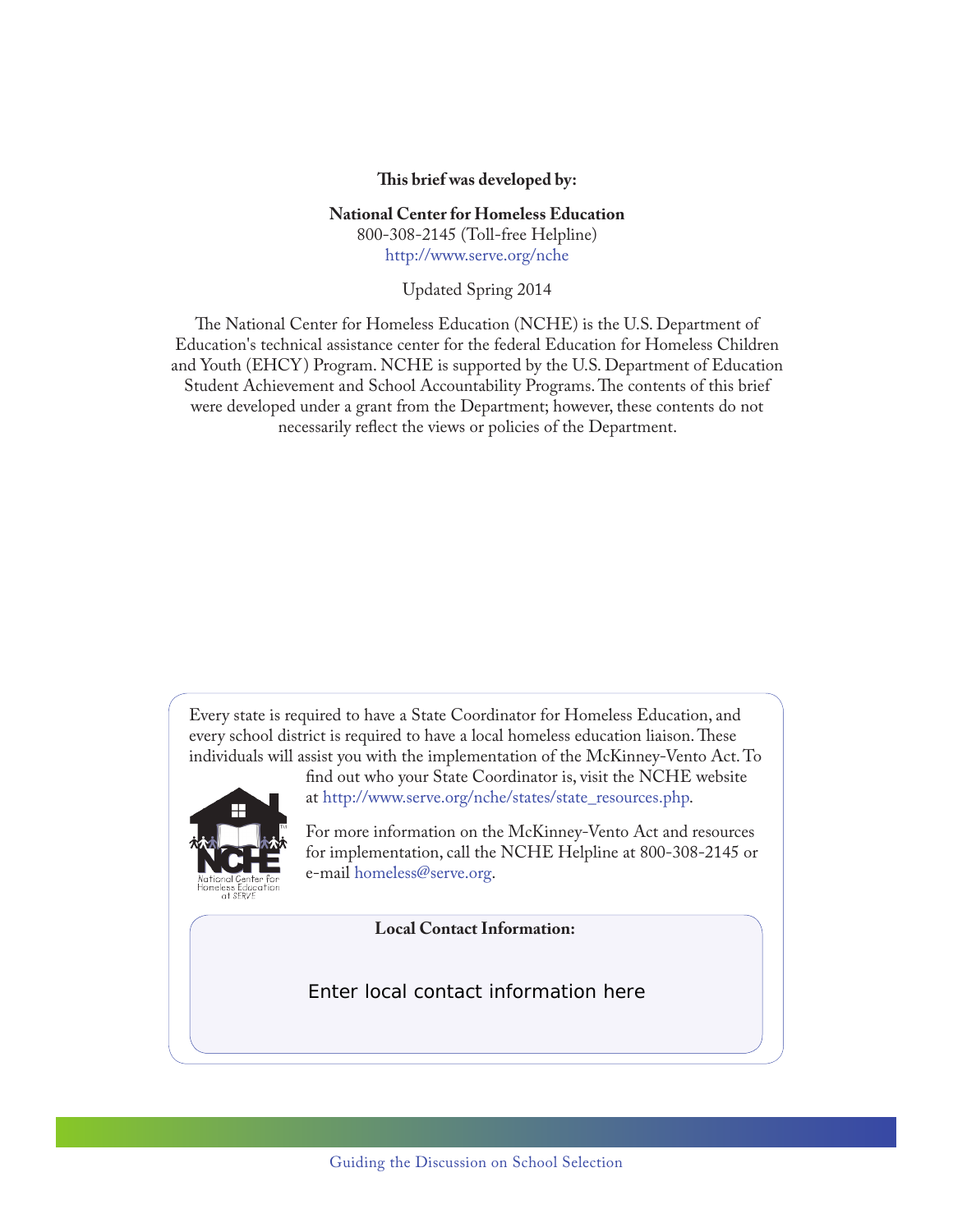**This brief was developed by:**

**National Center for Homeless Education**
800-308-2145 (Toll-free Helpline)
http://www.serve.org/nche

Updated Spring 2014

The National Center for Homeless Education (NCHE) is the U.S. Department of Education's technical assistance center for the federal Education for Homeless Children and Youth (EHCY) Program. NCHE is supported by the U.S. Department of Education Student Achievement and School Accountability Programs. The contents of this brief were developed under a grant from the Department; however, these contents do not necessarily reflect the views or policies of the Department.

Every state is required to have a State Coordinator for Homeless Education, and every school district is required to have a local homeless education liaison. These individuals will assist you with the implementation of the McKinney-Vento Act. To find out who your State Coordinator is, visit the NCHE website at http://www.serve.org/nche/states/state_resources.php.

NCHE
National Center for Homeless Education at SERVE

For more information on the McKinney-Vento Act and resources for implementation, call the NCHE Helpline at 800-308-2145 or e-mail homeless@serve.org.

**Local Contact Information:**

Enter local contact information here